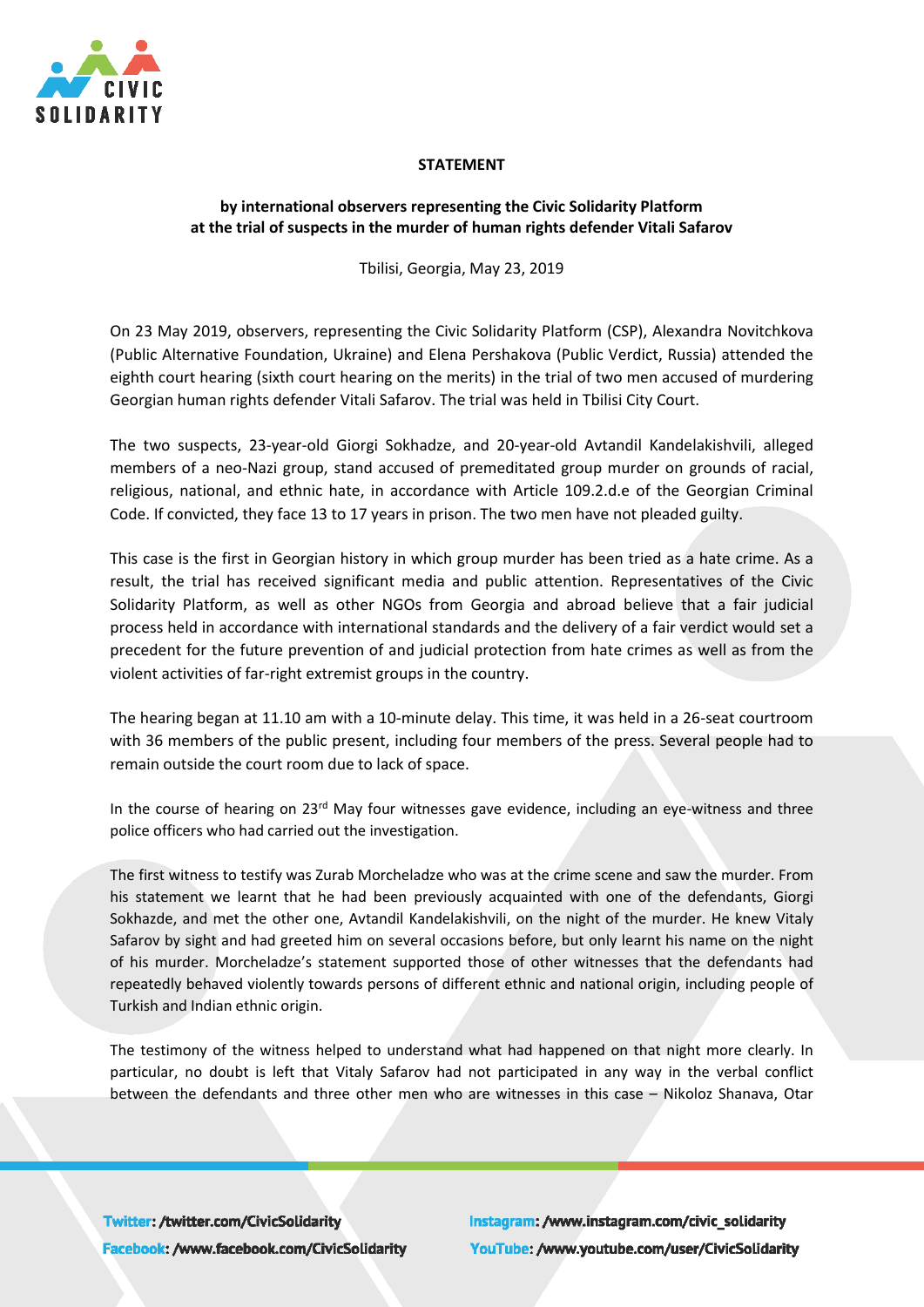**STATEMENT**

**by international observers representing the Civic Solidarity Platform at the trial of suspects in the murder of human rights defender Vitali Safarov**

Tbilisi, Georgia, May 23, 2019

On 23 May 2019, observers, representing the Civic Solidarity Platform (CSP), Alexandra Novitchkova (Public Alternative Foundation, Ukraine) and Elena Pershakova (Public Verdict, Russia) attended the eighth court hearing (sixth court hearing on the merits) in the trial of two men accused of murdering Georgian human rights defender Vitali Safarov. The trial was held in Tbilisi City Court.

The two suspects, 23-year-old Giorgi Sokhadze, and 20-year-old Avtandil Kandelakishvili, alleged members of a neo-Nazi group, stand accused of premeditated group murder on grounds of racial, religious, national, and ethnic hate, in accordance with Article 109.2.d.e of the Georgian Criminal Code. If convicted, they face 13 to 17 years in prison. The two men have not pleaded guilty.

This case is the first in Georgian history in which group murder has been tried as a hate crime. As a result, the trial has received significant media and public attention. Representatives of the Civic Solidarity Platform, as well as other NGOs from Georgia and abroad believe that a fair judicial process held in accordance with international standards and the delivery of a fair verdict would set a precedent for the future prevention of and judicial protection from hate crimes as well as from the violent activities of far-right extremist groups in the country.

The hearing began at 11.10 am with a 10-minute delay. This time, it was held in a 26-seat courtroom with 36 members of the public present, including four members of the press. Several people had to remain outside the court room due to lack of space.

In the course of hearing on 23rd May four witnesses gave evidence, including an eye-witness and three police officers who had carried out the investigation.

The first witness to testify was Zurab Morcheladze who was at the crime scene and saw the murder. From his statement we learnt that he had been previously acquainted with one of the defendants, Giorgi Sokhazde, and met the other one, Avtandil Kandelakishvili, on the night of the murder. He knew Vitaly Safarov by sight and had greeted him on several occasions before, but only learnt his name on the night of his murder. Morcheladze's statement supported those of other witnesses that the defendants had repeatedly behaved violently towards persons of different ethnic and national origin, including people of Turkish and Indian ethnic origin.

The testimony of the witness helped to understand what had happened on that night more clearly. In particular, no doubt is left that Vitaly Safarov had not participated in any way in the verbal conflict between the defendants and three other men who are witnesses in this case – Nikoloz Shanava, Otar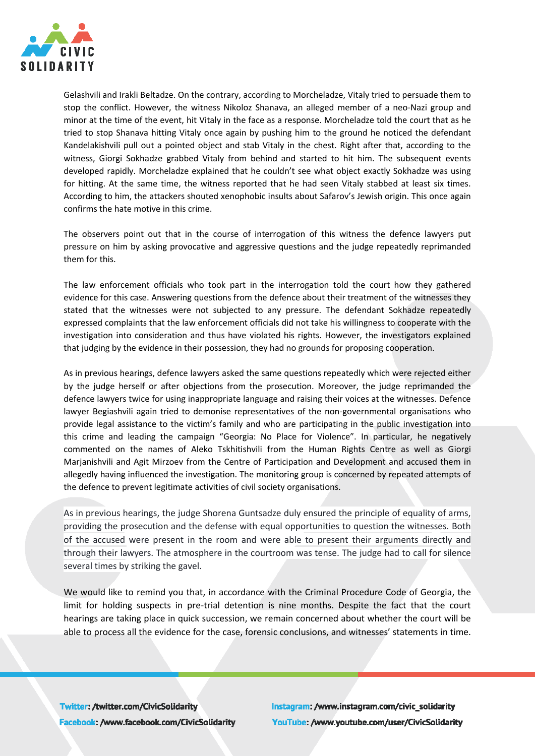Gelashvili and Irakli Beltadze. On the contrary, according to Morcheladze, Vitaly tried to persuade them to stop the conflict. However, the witness Nikoloz Shanava, an alleged member of a neo-Nazi group and minor at the time of the event, hit Vitaly in the face as a response. Morcheladze told the court that as he tried to stop Shanava hitting Vitaly once again by pushing him to the ground he noticed the defendant Kandelakishvili pull out a pointed object and stab Vitaly in the chest. Right after that, according to the witness, Giorgi Sokhadze grabbed Vitaly from behind and started to hit him. The subsequent events developed rapidly. Morcheladze explained that he couldn't see what object exactly Sokhadze was using for hitting. At the same time, the witness reported that he had seen Vitaly stabbed at least six times. According to him, the attackers shouted xenophobic insults about Safarov's Jewish origin. This once again confirms the hate motive in this crime.

The observers point out that in the course of interrogation of this witness the defence lawyers put pressure on him by asking provocative and aggressive questions and the judge repeatedly reprimanded them for this.

The law enforcement officials who took part in the interrogation told the court how they gathered evidence for this case. Answering questions from the defence about their treatment of the witnesses they stated that the witnesses were not subjected to any pressure. The defendant Sokhadze repeatedly expressed complaints that the law enforcement officials did not take his willingness to cooperate with the investigation into consideration and thus have violated his rights. However, the investigators explained that judging by the evidence in their possession, they had no grounds for proposing cooperation.

As in previous hearings, defence lawyers asked the same questions repeatedly which were rejected either by the judge herself or after objections from the prosecution. Moreover, the judge reprimanded the defence lawyers twice for using inappropriate language and raising their voices at the witnesses. Defence lawyer Begiashvili again tried to demonise representatives of the non-governmental organisations who provide legal assistance to the victim's family and who are participating in the public investigation into this crime and leading the campaign "Georgia: No Place for Violence". In particular, he negatively commented on the names of Aleko Tskhitishvili from the Human Rights Centre as well as Giorgi Marjanishvili and Agit Mirzoev from the Centre of Participation and Development and accused them in allegedly having influenced the investigation. The monitoring group is concerned by repeated attempts of the defence to prevent legitimate activities of civil society organisations.

As in previous hearings, the judge Shorena Guntsadze duly ensured the principle of equality of arms, providing the prosecution and the defense with equal opportunities to question the witnesses. Both of the accused were present in the room and were able to present their arguments directly and through their lawyers. The atmosphere in the courtroom was tense. The judge had to call for silence several times by striking the gavel.

We would like to remind you that, in accordance with the Criminal Procedure Code of Georgia, the limit for holding suspects in pre-trial detention is nine months. Despite the fact that the court hearings are taking place in quick succession, we remain concerned about whether the court will be able to process all the evidence for the case, forensic conclusions, and witnesses' statements in time.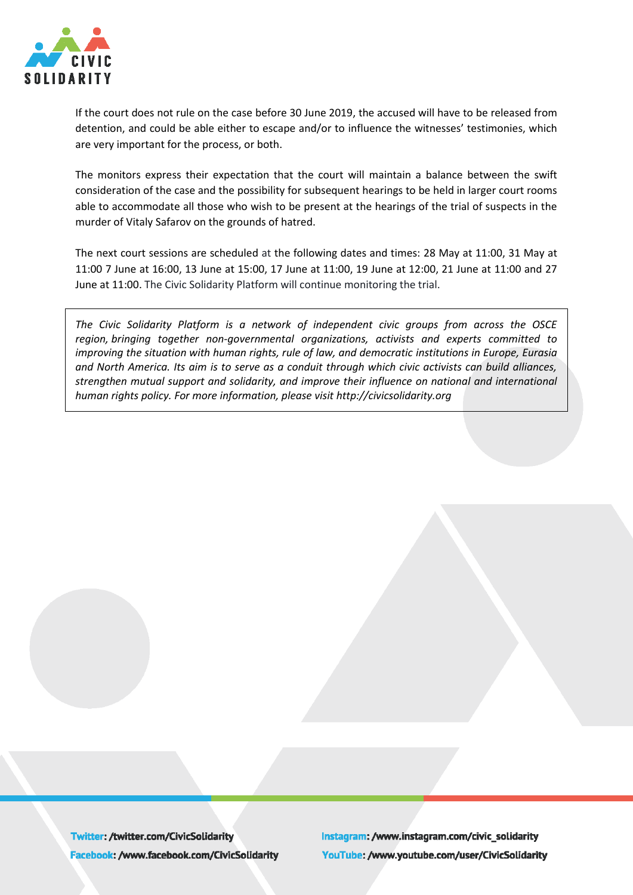If the court does not rule on the case before 30 June 2019, the accused will have to be released from detention, and could be able either to escape and/or to influence the witnesses' testimonies, which are very important for the process, or both.

The monitors express their expectation that the court will maintain a balance between the swift consideration of the case and the possibility for subsequent hearings to be held in larger court rooms able to accommodate all those who wish to be present at the hearings of the trial of suspects in the murder of Vitaly Safarov on the grounds of hatred.

The next court sessions are scheduled at the following dates and times: 28 May at 11:00, 31 May at 11:00 7 June at 16:00, 13 June at 15:00, 17 June at 11:00, 19 June at 12:00, 21 June at 11:00 and 27 June at 11:00. The Civic Solidarity Platform will continue monitoring the trial.

*The Civic Solidarity Platform is a network of independent civic groups from across the OSCE region, bringing together non-governmental organizations, activists and experts committed to improving the situation with human rights, rule of law, and democratic institutions in Europe, Eurasia and North America. Its aim is to serve as a conduit through which civic activists can build alliances, strengthen mutual support and solidarity, and improve their influence on national and international human rights policy. For more information, please visit http://civicsolidarity.org*

**Twitter: /twitter.com/CivicSolidarity**
**Facebook: /www.facebook.com/CivicSolidarity**
**Instagram: /www.instagram.com/civic_solidarity**
**YouTube: /www.youtube.com/user/CivicSolidarity**